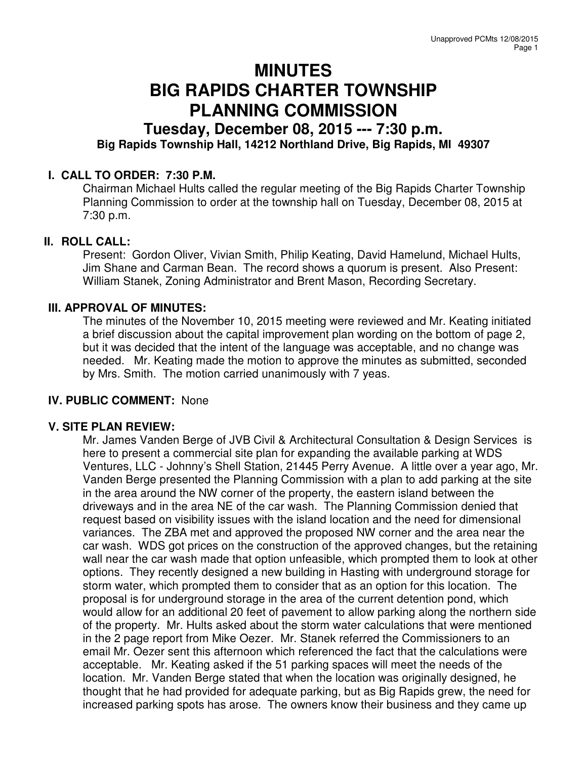# MINUTES
# BIG RAPIDS CHARTER TOWNSHIP
# PLANNING COMMISSION

## Tuesday, December 08, 2015 --- 7:30 p.m.

**Big Rapids Township Hall, 14212 Northland Drive, Big Rapids, MI 49307**

### I. CALL TO ORDER: 7:30 P.M.

Chairman Michael Hults called the regular meeting of the Big Rapids Charter Township Planning Commission to order at the township hall on Tuesday, December 08, 2015 at 7:30 p.m.

### II. ROLL CALL:

Present: Gordon Oliver, Vivian Smith, Philip Keating, David Hamelund, Michael Hults, Jim Shane and Carman Bean. The record shows a quorum is present. Also Present: William Stanek, Zoning Administrator and Brent Mason, Recording Secretary.

### III. APPROVAL OF MINUTES:

The minutes of the November 10, 2015 meeting were reviewed and Mr. Keating initiated a brief discussion about the capital improvement plan wording on the bottom of page 2, but it was decided that the intent of the language was acceptable, and no change was needed. Mr. Keating made the motion to approve the minutes as submitted, seconded by Mrs. Smith. The motion carried unanimously with 7 yeas.

### IV. PUBLIC COMMENT: None

### V. SITE PLAN REVIEW:

Mr. James Vanden Berge of JVB Civil & Architectural Consultation & Design Services is here to present a commercial site plan for expanding the available parking at WDS Ventures, LLC - Johnny's Shell Station, 21445 Perry Avenue. A little over a year ago, Mr. Vanden Berge presented the Planning Commission with a plan to add parking at the site in the area around the NW corner of the property, the eastern island between the driveways and in the area NE of the car wash. The Planning Commission denied that request based on visibility issues with the island location and the need for dimensional variances. The ZBA met and approved the proposed NW corner and the area near the car wash. WDS got prices on the construction of the approved changes, but the retaining wall near the car wash made that option unfeasible, which prompted them to look at other options. They recently designed a new building in Hasting with underground storage for storm water, which prompted them to consider that as an option for this location. The proposal is for underground storage in the area of the current detention pond, which would allow for an additional 20 feet of pavement to allow parking along the northern side of the property. Mr. Hults asked about the storm water calculations that were mentioned in the 2 page report from Mike Oezer. Mr. Stanek referred the Commissioners to an email Mr. Oezer sent this afternoon which referenced the fact that the calculations were acceptable. Mr. Keating asked if the 51 parking spaces will meet the needs of the location. Mr. Vanden Berge stated that when the location was originally designed, he thought that he had provided for adequate parking, but as Big Rapids grew, the need for increased parking spots has arose. The owners know their business and they came up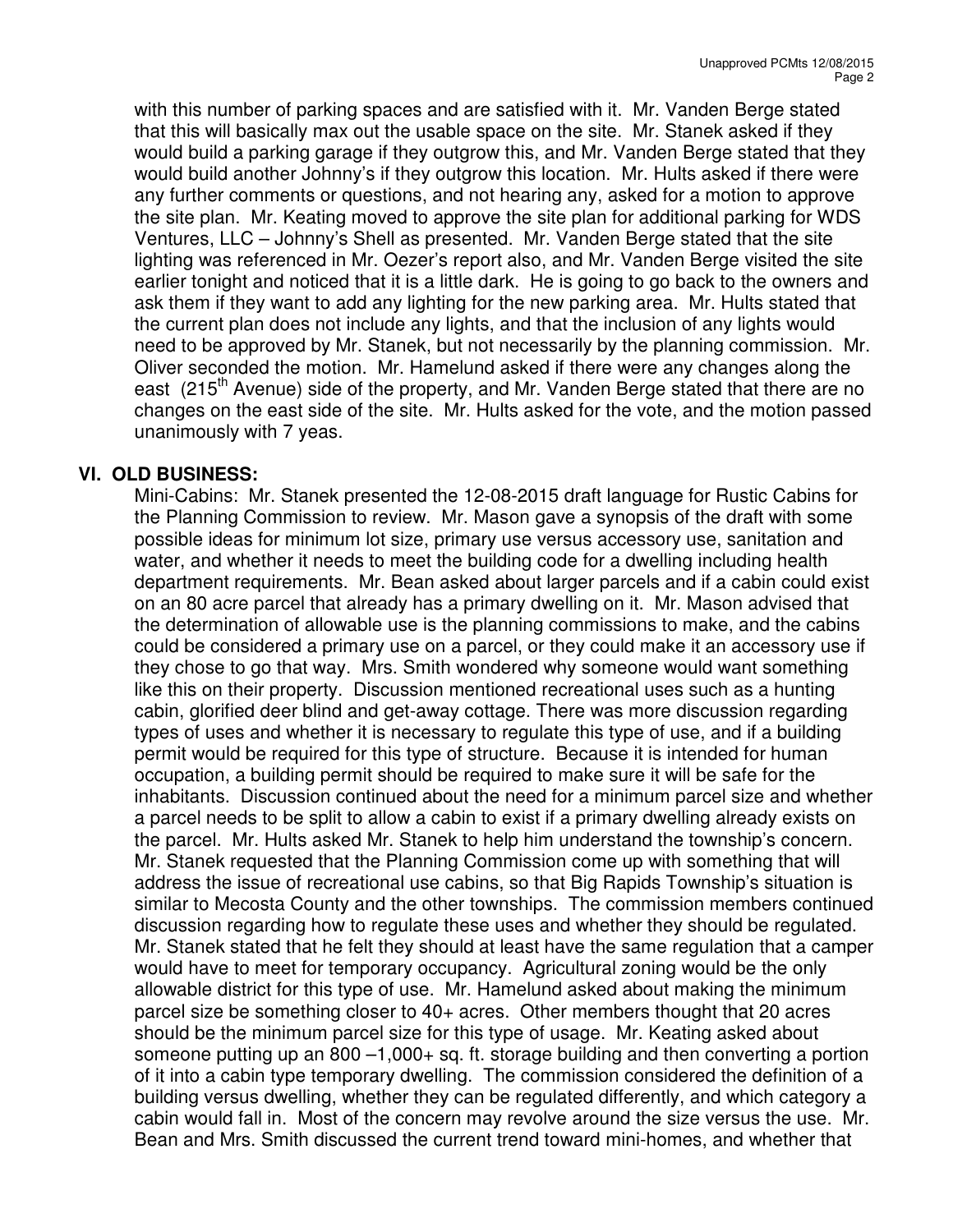with this number of parking spaces and are satisfied with it. Mr. Vanden Berge stated that this will basically max out the usable space on the site. Mr. Stanek asked if they would build a parking garage if they outgrow this, and Mr. Vanden Berge stated that they would build another Johnny's if they outgrow this location. Mr. Hults asked if there were any further comments or questions, and not hearing any, asked for a motion to approve the site plan. Mr. Keating moved to approve the site plan for additional parking for WDS Ventures, LLC – Johnny's Shell as presented. Mr. Vanden Berge stated that the site lighting was referenced in Mr. Oezer's report also, and Mr. Vanden Berge visited the site earlier tonight and noticed that it is a little dark. He is going to go back to the owners and ask them if they want to add any lighting for the new parking area. Mr. Hults stated that the current plan does not include any lights, and that the inclusion of any lights would need to be approved by Mr. Stanek, but not necessarily by the planning commission. Mr. Oliver seconded the motion. Mr. Hamelund asked if there were any changes along the east (215th Avenue) side of the property, and Mr. Vanden Berge stated that there are no changes on the east side of the site. Mr. Hults asked for the vote, and the motion passed unanimously with 7 yeas.

## VI. OLD BUSINESS:

Mini-Cabins: Mr. Stanek presented the 12-08-2015 draft language for Rustic Cabins for the Planning Commission to review. Mr. Mason gave a synopsis of the draft with some possible ideas for minimum lot size, primary use versus accessory use, sanitation and water, and whether it needs to meet the building code for a dwelling including health department requirements. Mr. Bean asked about larger parcels and if a cabin could exist on an 80 acre parcel that already has a primary dwelling on it. Mr. Mason advised that the determination of allowable use is the planning commissions to make, and the cabins could be considered a primary use on a parcel, or they could make it an accessory use if they chose to go that way. Mrs. Smith wondered why someone would want something like this on their property. Discussion mentioned recreational uses such as a hunting cabin, glorified deer blind and get-away cottage. There was more discussion regarding types of uses and whether it is necessary to regulate this type of use, and if a building permit would be required for this type of structure. Because it is intended for human occupation, a building permit should be required to make sure it will be safe for the inhabitants. Discussion continued about the need for a minimum parcel size and whether a parcel needs to be split to allow a cabin to exist if a primary dwelling already exists on the parcel. Mr. Hults asked Mr. Stanek to help him understand the township's concern. Mr. Stanek requested that the Planning Commission come up with something that will address the issue of recreational use cabins, so that Big Rapids Township's situation is similar to Mecosta County and the other townships. The commission members continued discussion regarding how to regulate these uses and whether they should be regulated. Mr. Stanek stated that he felt they should at least have the same regulation that a camper would have to meet for temporary occupancy. Agricultural zoning would be the only allowable district for this type of use. Mr. Hamelund asked about making the minimum parcel size be something closer to 40+ acres. Other members thought that 20 acres should be the minimum parcel size for this type of usage. Mr. Keating asked about someone putting up an 800 –1,000+ sq. ft. storage building and then converting a portion of it into a cabin type temporary dwelling. The commission considered the definition of a building versus dwelling, whether they can be regulated differently, and which category a cabin would fall in. Most of the concern may revolve around the size versus the use. Mr. Bean and Mrs. Smith discussed the current trend toward mini-homes, and whether that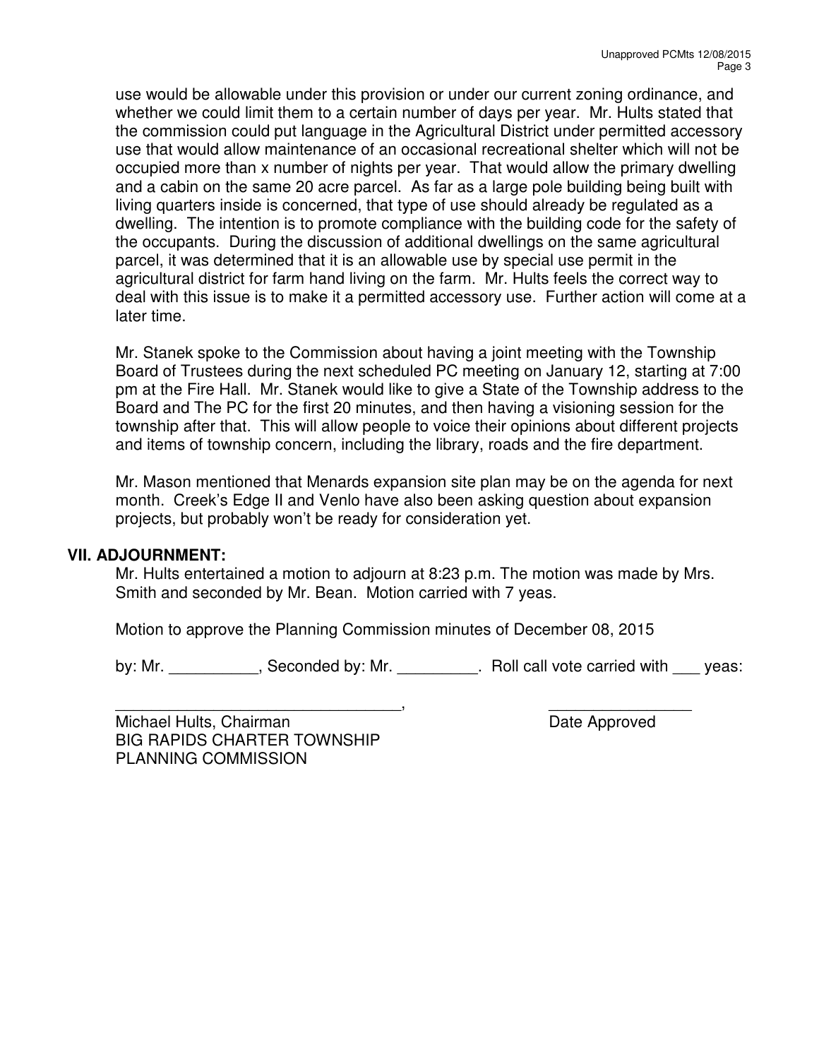use would be allowable under this provision or under our current zoning ordinance, and whether we could limit them to a certain number of days per year. Mr. Hults stated that the commission could put language in the Agricultural District under permitted accessory use that would allow maintenance of an occasional recreational shelter which will not be occupied more than x number of nights per year. That would allow the primary dwelling and a cabin on the same 20 acre parcel. As far as a large pole building being built with living quarters inside is concerned, that type of use should already be regulated as a dwelling. The intention is to promote compliance with the building code for the safety of the occupants. During the discussion of additional dwellings on the same agricultural parcel, it was determined that it is an allowable use by special use permit in the agricultural district for farm hand living on the farm. Mr. Hults feels the correct way to deal with this issue is to make it a permitted accessory use. Further action will come at a later time.

Mr. Stanek spoke to the Commission about having a joint meeting with the Township Board of Trustees during the next scheduled PC meeting on January 12, starting at 7:00 pm at the Fire Hall. Mr. Stanek would like to give a State of the Township address to the Board and The PC for the first 20 minutes, and then having a visioning session for the township after that. This will allow people to voice their opinions about different projects and items of township concern, including the library, roads and the fire department.

Mr. Mason mentioned that Menards expansion site plan may be on the agenda for next month. Creek's Edge II and Venlo have also been asking question about expansion projects, but probably won't be ready for consideration yet.

## VII. ADJOURNMENT:

Mr. Hults entertained a motion to adjourn at 8:23 p.m. The motion was made by Mrs. Smith and seconded by Mr. Bean. Motion carried with 7 yeas.

Motion to approve the Planning Commission minutes of December 08, 2015

by: Mr. __________, Seconded by: Mr. _________. Roll call vote carried with ___ yeas:

_________________________________, ________________

Michael Hults, Chairman — Date Approved
BIG RAPIDS CHARTER TOWNSHIP
PLANNING COMMISSION